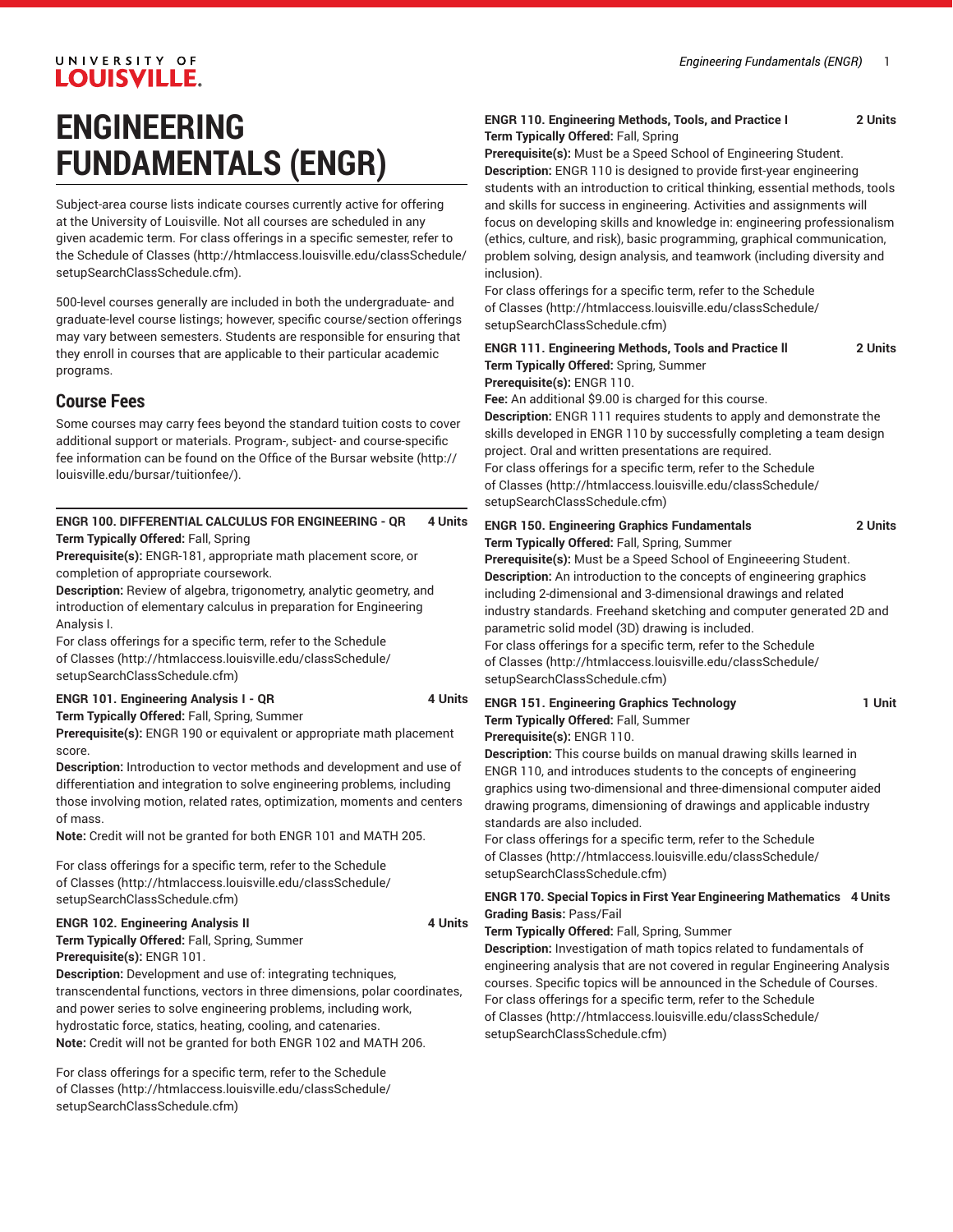# ENGINEERING FUNDAMENTALS (ENGR)

Subject-area course lists indicate courses currently active for offering at the University of Louisville. Not all courses are scheduled in any given academic term. For class offerings in a specific semester, refer to the Schedule of Classes (http://htmlaccess.louisville.edu/classSchedule/setupSearchClassSchedule.cfm).

500-level courses generally are included in both the undergraduate- and graduate-level course listings; however, specific course/section offerings may vary between semesters. Students are responsible for ensuring that they enroll in courses that are applicable to their particular academic programs.

## Course Fees

Some courses may carry fees beyond the standard tuition costs to cover additional support or materials. Program-, subject- and course-specific fee information can be found on the Office of the Bursar website (http://louisville.edu/bursar/tuitionfee/).

---

**ENGR 100. DIFFERENTIAL CALCULUS FOR ENGINEERING - QR 4 Units**
**Term Typically Offered:** Fall, Spring
**Prerequisite(s):** ENGR-181, appropriate math placement score, or completion of appropriate coursework.
**Description:** Review of algebra, trigonometry, analytic geometry, and introduction of elementary calculus in preparation for Engineering Analysis I.
For class offerings for a specific term, refer to the Schedule of Classes (http://htmlaccess.louisville.edu/classSchedule/setupSearchClassSchedule.cfm)

**ENGR 101. Engineering Analysis I - QR 4 Units**
**Term Typically Offered:** Fall, Spring, Summer
**Prerequisite(s):** ENGR 190 or equivalent or appropriate math placement score.
**Description:** Introduction to vector methods and development and use of differentiation and integration to solve engineering problems, including those involving motion, related rates, optimization, moments and centers of mass.
**Note:** Credit will not be granted for both ENGR 101 and MATH 205.

For class offerings for a specific term, refer to the Schedule of Classes (http://htmlaccess.louisville.edu/classSchedule/setupSearchClassSchedule.cfm)

**ENGR 102. Engineering Analysis II 4 Units**
**Term Typically Offered:** Fall, Spring, Summer
**Prerequisite(s):** ENGR 101.
**Description:** Development and use of: integrating techniques, transcendental functions, vectors in three dimensions, polar coordinates, and power series to solve engineering problems, including work, hydrostatic force, statics, heating, cooling, and catenaries.
**Note:** Credit will not be granted for both ENGR 102 and MATH 206.

For class offerings for a specific term, refer to the Schedule of Classes (http://htmlaccess.louisville.edu/classSchedule/setupSearchClassSchedule.cfm)

**ENGR 110. Engineering Methods, Tools, and Practice I 2 Units**
**Term Typically Offered:** Fall, Spring
**Prerequisite(s):** Must be a Speed School of Engineering Student.
**Description:** ENGR 110 is designed to provide first-year engineering students with an introduction to critical thinking, essential methods, tools and skills for success in engineering. Activities and assignments will focus on developing skills and knowledge in: engineering professionalism (ethics, culture, and risk), basic programming, graphical communication, problem solving, design analysis, and teamwork (including diversity and inclusion).
For class offerings for a specific term, refer to the Schedule of Classes (http://htmlaccess.louisville.edu/classSchedule/setupSearchClassSchedule.cfm)

**ENGR 111. Engineering Methods, Tools and Practice II 2 Units**
**Term Typically Offered:** Spring, Summer
**Prerequisite(s):** ENGR 110.
**Fee:** An additional $9.00 is charged for this course.
**Description:** ENGR 111 requires students to apply and demonstrate the skills developed in ENGR 110 by successfully completing a team design project. Oral and written presentations are required.
For class offerings for a specific term, refer to the Schedule of Classes (http://htmlaccess.louisville.edu/classSchedule/setupSearchClassSchedule.cfm)

**ENGR 150. Engineering Graphics Fundamentals 2 Units**
**Term Typically Offered:** Fall, Spring, Summer
**Prerequisite(s):** Must be a Speed School of Engineering Student.
**Description:** An introduction to the concepts of engineering graphics including 2-dimensional and 3-dimensional drawings and related industry standards. Freehand sketching and computer generated 2D and parametric solid model (3D) drawing is included.
For class offerings for a specific term, refer to the Schedule of Classes (http://htmlaccess.louisville.edu/classSchedule/setupSearchClassSchedule.cfm)

**ENGR 151. Engineering Graphics Technology 1 Unit**
**Term Typically Offered:** Fall, Summer
**Prerequisite(s):** ENGR 110.
**Description:** This course builds on manual drawing skills learned in ENGR 110, and introduces students to the concepts of engineering graphics using two-dimensional and three-dimensional computer aided drawing programs, dimensioning of drawings and applicable industry standards are also included.
For class offerings for a specific term, refer to the Schedule of Classes (http://htmlaccess.louisville.edu/classSchedule/setupSearchClassSchedule.cfm)

**ENGR 170. Special Topics in First Year Engineering Mathematics 4 Units**
**Grading Basis:** Pass/Fail
**Term Typically Offered:** Fall, Spring, Summer
**Description:** Investigation of math topics related to fundamentals of engineering analysis that are not covered in regular Engineering Analysis courses. Specific topics will be announced in the Schedule of Courses.
For class offerings for a specific term, refer to the Schedule of Classes (http://htmlaccess.louisville.edu/classSchedule/setupSearchClassSchedule.cfm)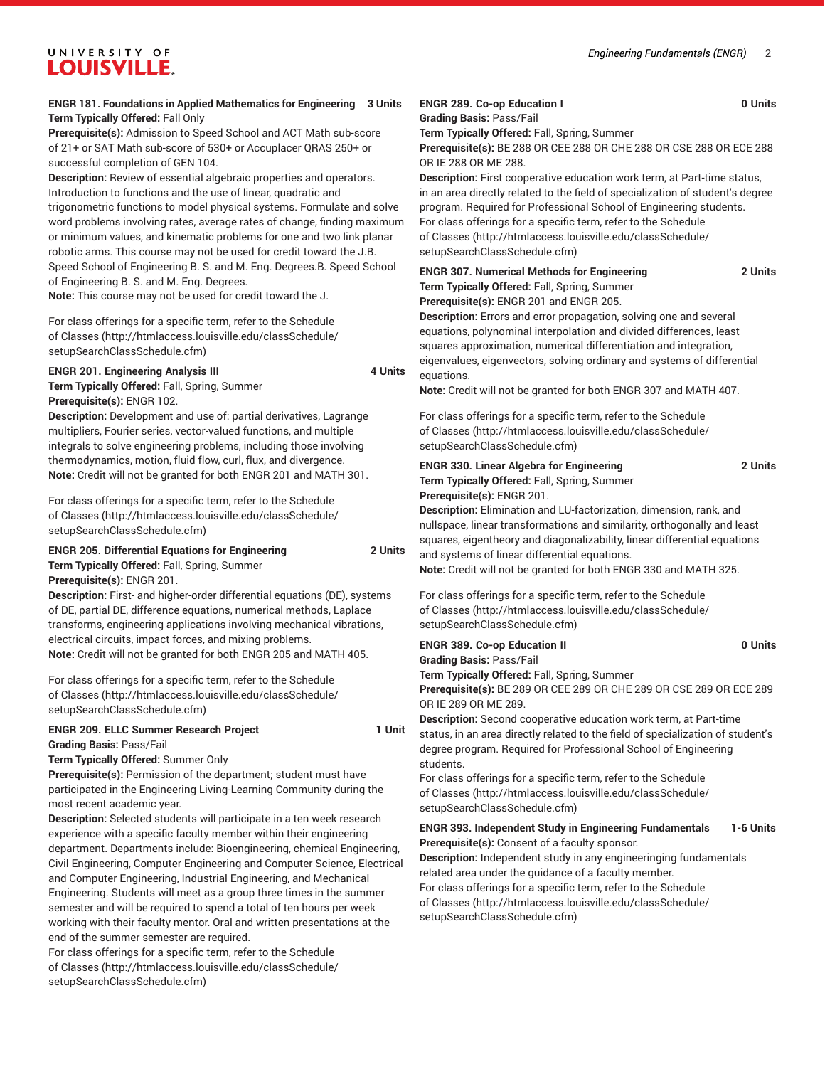**ENGR 181. Foundations in Applied Mathematics for Engineering 3 Units**
**Term Typically Offered:** Fall Only
**Prerequisite(s):** Admission to Speed School and ACT Math sub-score of 21+ or SAT Math sub-score of 530+ or Accuplacer QRAS 250+ or successful completion of GEN 104.
**Description:** Review of essential algebraic properties and operators. Introduction to functions and the use of linear, quadratic and trigonometric functions to model physical systems. Formulate and solve word problems involving rates, average rates of change, finding maximum or minimum values, and kinematic problems for one and two link planar robotic arms. This course may not be used for credit toward the J.B. Speed School of Engineering B. S. and M. Eng. Degrees.B. Speed School of Engineering B. S. and M. Eng. Degrees.
**Note:** This course may not be used for credit toward the J.

For class offerings for a specific term, refer to the Schedule of Classes (http://htmlaccess.louisville.edu/classSchedule/setupSearchClassSchedule.cfm)

**ENGR 201. Engineering Analysis III 4 Units**
**Term Typically Offered:** Fall, Spring, Summer
**Prerequisite(s):** ENGR 102.
**Description:** Development and use of: partial derivatives, Lagrange multipliers, Fourier series, vector-valued functions, and multiple integrals to solve engineering problems, including those involving thermodynamics, motion, fluid flow, curl, flux, and divergence.
**Note:** Credit will not be granted for both ENGR 201 and MATH 301.

For class offerings for a specific term, refer to the Schedule of Classes (http://htmlaccess.louisville.edu/classSchedule/setupSearchClassSchedule.cfm)

**ENGR 205. Differential Equations for Engineering 2 Units**
**Term Typically Offered:** Fall, Spring, Summer
**Prerequisite(s):** ENGR 201.
**Description:** First- and higher-order differential equations (DE), systems of DE, partial DE, difference equations, numerical methods, Laplace transforms, engineering applications involving mechanical vibrations, electrical circuits, impact forces, and mixing problems.
**Note:** Credit will not be granted for both ENGR 205 and MATH 405.

For class offerings for a specific term, refer to the Schedule of Classes (http://htmlaccess.louisville.edu/classSchedule/setupSearchClassSchedule.cfm)

**ENGR 209. ELLC Summer Research Project 1 Unit**
**Grading Basis:** Pass/Fail
**Term Typically Offered:** Summer Only
**Prerequisite(s):** Permission of the department; student must have participated in the Engineering Living-Learning Community during the most recent academic year.
**Description:** Selected students will participate in a ten week research experience with a specific faculty member within their engineering department. Departments include: Bioengineering, chemical Engineering, Civil Engineering, Computer Engineering and Computer Science, Electrical and Computer Engineering, Industrial Engineering, and Mechanical Engineering. Students will meet as a group three times in the summer semester and will be required to spend a total of ten hours per week working with their faculty mentor. Oral and written presentations at the end of the summer semester are required.
For class offerings for a specific term, refer to the Schedule of Classes (http://htmlaccess.louisville.edu/classSchedule/setupSearchClassSchedule.cfm)

**ENGR 289. Co-op Education I 0 Units**
**Grading Basis:** Pass/Fail
**Term Typically Offered:** Fall, Spring, Summer
**Prerequisite(s):** BE 288 OR CEE 288 OR CHE 288 OR CSE 288 OR ECE 288 OR IE 288 OR ME 288.
**Description:** First cooperative education work term, at Part-time status, in an area directly related to the field of specialization of student's degree program. Required for Professional School of Engineering students.
For class offerings for a specific term, refer to the Schedule of Classes (http://htmlaccess.louisville.edu/classSchedule/setupSearchClassSchedule.cfm)

**ENGR 307. Numerical Methods for Engineering 2 Units**
**Term Typically Offered:** Fall, Spring, Summer
**Prerequisite(s):** ENGR 201 and ENGR 205.
**Description:** Errors and error propagation, solving one and several equations, polynominal interpolation and divided differences, least squares approximation, numerical differentiation and integration, eigenvalues, eigenvectors, solving ordinary and systems of differential equations.
**Note:** Credit will not be granted for both ENGR 307 and MATH 407.

For class offerings for a specific term, refer to the Schedule of Classes (http://htmlaccess.louisville.edu/classSchedule/setupSearchClassSchedule.cfm)

**ENGR 330. Linear Algebra for Engineering 2 Units**
**Term Typically Offered:** Fall, Spring, Summer
**Prerequisite(s):** ENGR 201.
**Description:** Elimination and LU-factorization, dimension, rank, and nullspace, linear transformations and similarity, orthogonally and least squares, eigentheory and diagonalizability, linear differential equations and systems of linear differential equations.
**Note:** Credit will not be granted for both ENGR 330 and MATH 325.

For class offerings for a specific term, refer to the Schedule of Classes (http://htmlaccess.louisville.edu/classSchedule/setupSearchClassSchedule.cfm)

**ENGR 389. Co-op Education II 0 Units**
**Grading Basis:** Pass/Fail
**Term Typically Offered:** Fall, Spring, Summer
**Prerequisite(s):** BE 289 OR CEE 289 OR CHE 289 OR CSE 289 OR ECE 289 OR IE 289 OR ME 289.
**Description:** Second cooperative education work term, at Part-time status, in an area directly related to the field of specialization of student's degree program. Required for Professional School of Engineering students.
For class offerings for a specific term, refer to the Schedule of Classes (http://htmlaccess.louisville.edu/classSchedule/setupSearchClassSchedule.cfm)

**ENGR 393. Independent Study in Engineering Fundamentals 1-6 Units**
**Prerequisite(s):** Consent of a faculty sponsor.
**Description:** Independent study in any engineeringing fundamentals related area under the guidance of a faculty member.
For class offerings for a specific term, refer to the Schedule of Classes (http://htmlaccess.louisville.edu/classSchedule/setupSearchClassSchedule.cfm)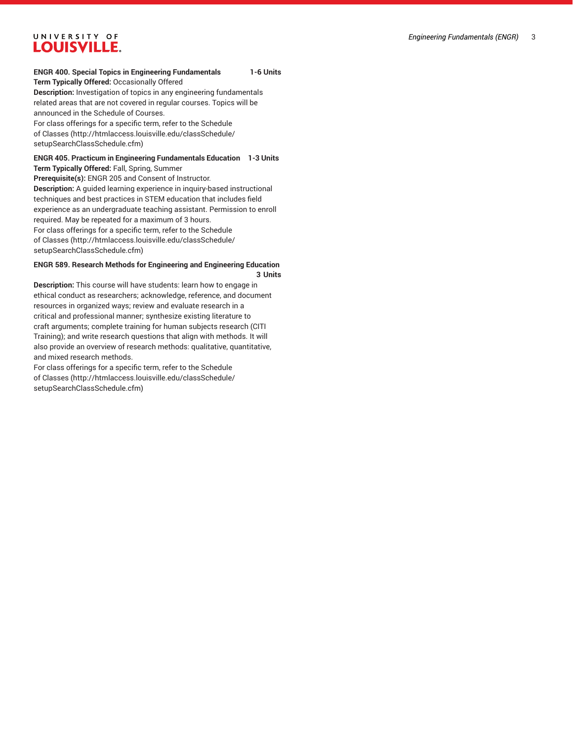**ENGR 400. Special Topics in Engineering Fundamentals 1-6 Units**

**Term Typically Offered:** Occasionally Offered

**Description:** Investigation of topics in any engineering fundamentals related areas that are not covered in regular courses. Topics will be announced in the Schedule of Courses.

For class offerings for a specific term, refer to the Schedule of Classes (http://htmlaccess.louisville.edu/classSchedule/setupSearchClassSchedule.cfm)

**ENGR 405. Practicum in Engineering Fundamentals Education 1-3 Units**

**Term Typically Offered:** Fall, Spring, Summer

**Prerequisite(s):** ENGR 205 and Consent of Instructor.

**Description:** A guided learning experience in inquiry-based instructional techniques and best practices in STEM education that includes field experience as an undergraduate teaching assistant. Permission to enroll required. May be repeated for a maximum of 3 hours.

For class offerings for a specific term, refer to the Schedule of Classes (http://htmlaccess.louisville.edu/classSchedule/setupSearchClassSchedule.cfm)

**ENGR 589. Research Methods for Engineering and Engineering Education 3 Units**

**Description:** This course will have students: learn how to engage in ethical conduct as researchers; acknowledge, reference, and document resources in organized ways; review and evaluate research in a critical and professional manner; synthesize existing literature to craft arguments; complete training for human subjects research (CITI Training); and write research questions that align with methods. It will also provide an overview of research methods: qualitative, quantitative, and mixed research methods.

For class offerings for a specific term, refer to the Schedule of Classes (http://htmlaccess.louisville.edu/classSchedule/setupSearchClassSchedule.cfm)